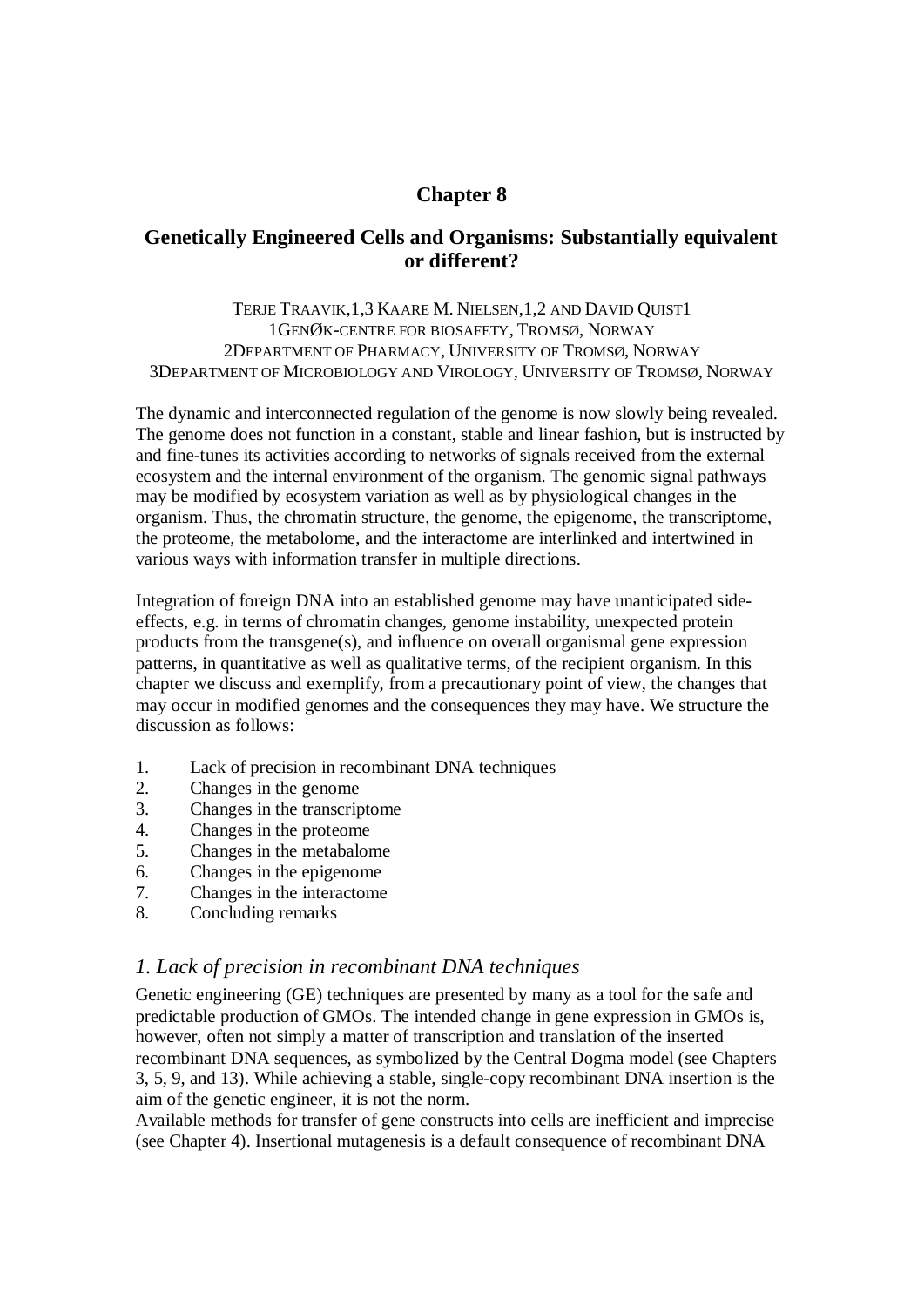# Chapter 8

## Genetically Engineered Cells and Organisms: Substantially equivalent or different?

TERJE TRAAVIK,[1,3] KAARE M. NIELSEN,[1,2] AND DAVID QUIST[1]
[1]GENØK-CENTRE FOR BIOSAFETY, TROMSØ, NORWAY
[2]DEPARTMENT OF PHARMACY, UNIVERSITY OF TROMSØ, NORWAY
[3]DEPARTMENT OF MICROBIOLOGY AND VIROLOGY, UNIVERSITY OF TROMSØ, NORWAY

The dynamic and interconnected regulation of the genome is now slowly being revealed. The genome does not function in a constant, stable and linear fashion, but is instructed by and fine-tunes its activities according to networks of signals received from the external ecosystem and the internal environment of the organism. The genomic signal pathways may be modified by ecosystem variation as well as by physiological changes in the organism. Thus, the chromatin structure, the genome, the epigenome, the transcriptome, the proteome, the metabolome, and the interactome are interlinked and intertwined in various ways with information transfer in multiple directions.

Integration of foreign DNA into an established genome may have unanticipated side-effects, e.g. in terms of chromatin changes, genome instability, unexpected protein products from the transgene(s), and influence on overall organismal gene expression patterns, in quantitative as well as qualitative terms, of the recipient organism. In this chapter we discuss and exemplify, from a precautionary point of view, the changes that may occur in modified genomes and the consequences they may have. We structure the discussion as follows:

1. Lack of precision in recombinant DNA techniques
2. Changes in the genome
3. Changes in the transcriptome
4. Changes in the proteome
5. Changes in the metabalome
6. Changes in the epigenome
7. Changes in the interactome
8. Concluding remarks

### *1. Lack of precision in recombinant DNA techniques*

Genetic engineering (GE) techniques are presented by many as a tool for the safe and predictable production of GMOs. The intended change in gene expression in GMOs is, however, often not simply a matter of transcription and translation of the inserted recombinant DNA sequences, as symbolized by the Central Dogma model (see Chapters 3, 5, 9, and 13). While achieving a stable, single-copy recombinant DNA insertion is the aim of the genetic engineer, it is not the norm.
Available methods for transfer of gene constructs into cells are inefficient and imprecise (see Chapter 4). Insertional mutagenesis is a default consequence of recombinant DNA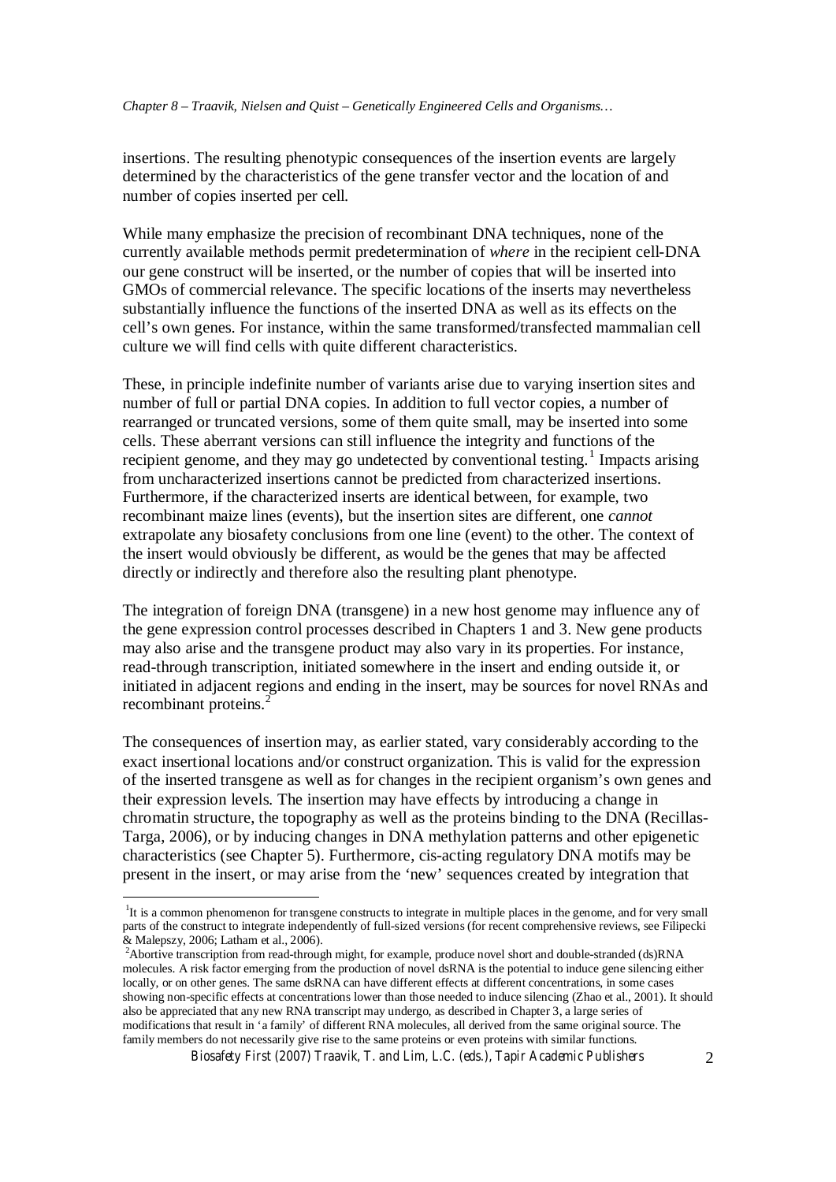insertions. The resulting phenotypic consequences of the insertion events are largely determined by the characteristics of the gene transfer vector and the location of and number of copies inserted per cell.

While many emphasize the precision of recombinant DNA techniques, none of the currently available methods permit predetermination of *where* in the recipient cell-DNA our gene construct will be inserted, or the number of copies that will be inserted into GMOs of commercial relevance. The specific locations of the inserts may nevertheless substantially influence the functions of the inserted DNA as well as its effects on the cell's own genes. For instance, within the same transformed/transfected mammalian cell culture we will find cells with quite different characteristics.

These, in principle indefinite number of variants arise due to varying insertion sites and number of full or partial DNA copies. In addition to full vector copies, a number of rearranged or truncated versions, some of them quite small, may be inserted into some cells. These aberrant versions can still influence the integrity and functions of the recipient genome, and they may go undetected by conventional testing.[1] Impacts arising from uncharacterized insertions cannot be predicted from characterized insertions. Furthermore, if the characterized inserts are identical between, for example, two recombinant maize lines (events), but the insertion sites are different, one *cannot* extrapolate any biosafety conclusions from one line (event) to the other. The context of the insert would obviously be different, as would be the genes that may be affected directly or indirectly and therefore also the resulting plant phenotype.

The integration of foreign DNA (transgene) in a new host genome may influence any of the gene expression control processes described in Chapters 1 and 3. New gene products may also arise and the transgene product may also vary in its properties. For instance, read-through transcription, initiated somewhere in the insert and ending outside it, or initiated in adjacent regions and ending in the insert, may be sources for novel RNAs and recombinant proteins.[2]

The consequences of insertion may, as earlier stated, vary considerably according to the exact insertional locations and/or construct organization. This is valid for the expression of the inserted transgene as well as for changes in the recipient organism's own genes and their expression levels. The insertion may have effects by introducing a change in chromatin structure, the topography as well as the proteins binding to the DNA (Recillas-Targa, 2006), or by inducing changes in DNA methylation patterns and other epigenetic characteristics (see Chapter 5). Furthermore, cis-acting regulatory DNA motifs may be present in the insert, or may arise from the 'new' sequences created by integration that

---

[1] It is a common phenomenon for transgene constructs to integrate in multiple places in the genome, and for very small parts of the construct to integrate independently of full-sized versions (for recent comprehensive reviews, see Filipecki & Malepszy, 2006; Latham et al., 2006).

[2] Abortive transcription from read-through might, for example, produce novel short and double-stranded (ds)RNA molecules. A risk factor emerging from the production of novel dsRNA is the potential to induce gene silencing either locally, or on other genes. The same dsRNA can have different effects at different concentrations, in some cases showing non-specific effects at concentrations lower than those needed to induce silencing (Zhao et al., 2001). It should also be appreciated that any new RNA transcript may undergo, as described in Chapter 3, a large series of modifications that result in 'a family' of different RNA molecules, all derived from the same original source. The family members do not necessarily give rise to the same proteins or even proteins with similar functions.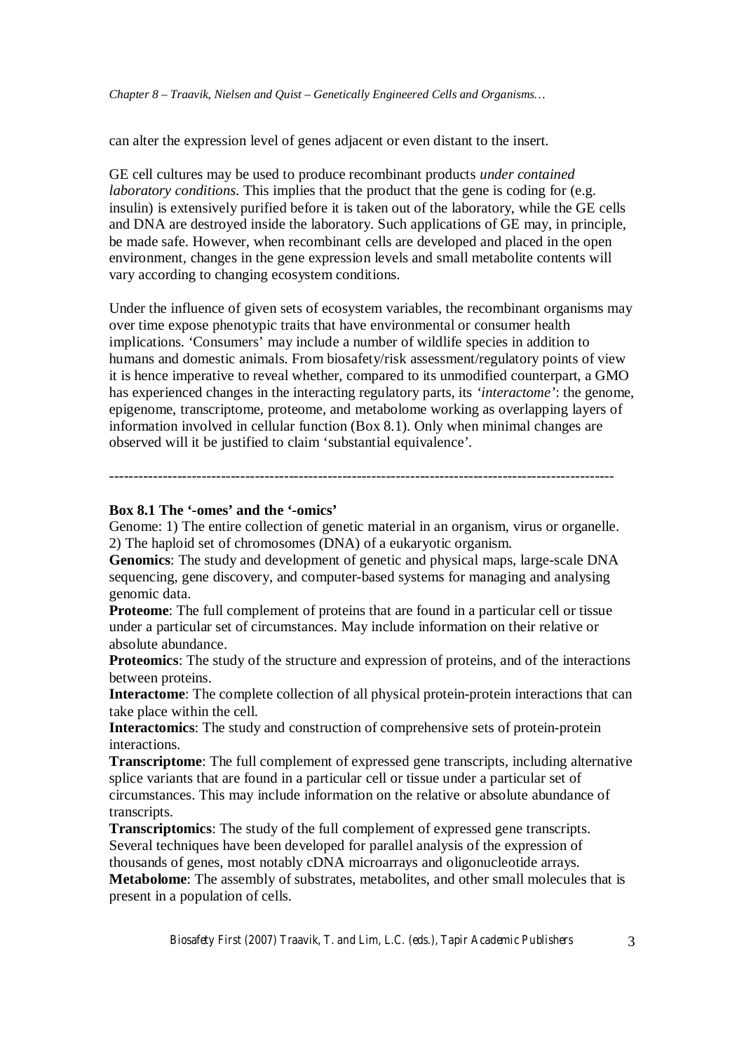can alter the expression level of genes adjacent or even distant to the insert.

GE cell cultures may be used to produce recombinant products *under contained laboratory conditions*. This implies that the product that the gene is coding for (e.g. insulin) is extensively purified before it is taken out of the laboratory, while the GE cells and DNA are destroyed inside the laboratory. Such applications of GE may, in principle, be made safe. However, when recombinant cells are developed and placed in the open environment, changes in the gene expression levels and small metabolite contents will vary according to changing ecosystem conditions.

Under the influence of given sets of ecosystem variables, the recombinant organisms may over time expose phenotypic traits that have environmental or consumer health implications. 'Consumers' may include a number of wildlife species in addition to humans and domestic animals. From biosafety/risk assessment/regulatory points of view it is hence imperative to reveal whether, compared to its unmodified counterpart, a GMO has experienced changes in the interacting regulatory parts, its *'interactome'*: the genome, epigenome, transcriptome, proteome, and metabolome working as overlapping layers of information involved in cellular function (Box 8.1). Only when minimal changes are observed will it be justified to claim 'substantial equivalence'.

---

**Box 8.1 The '-omes' and the '-omics'**

Genome: 1) The entire collection of genetic material in an organism, virus or organelle. 2) The haploid set of chromosomes (DNA) of a eukaryotic organism.

**Genomics**: The study and development of genetic and physical maps, large-scale DNA sequencing, gene discovery, and computer-based systems for managing and analysing genomic data.

**Proteome**: The full complement of proteins that are found in a particular cell or tissue under a particular set of circumstances. May include information on their relative or absolute abundance.

**Proteomics**: The study of the structure and expression of proteins, and of the interactions between proteins.

**Interactome**: The complete collection of all physical protein-protein interactions that can take place within the cell.

**Interactomics**: The study and construction of comprehensive sets of protein-protein interactions.

**Transcriptome**: The full complement of expressed gene transcripts, including alternative splice variants that are found in a particular cell or tissue under a particular set of circumstances. This may include information on the relative or absolute abundance of transcripts.

**Transcriptomics**: The study of the full complement of expressed gene transcripts. Several techniques have been developed for parallel analysis of the expression of thousands of genes, most notably cDNA microarrays and oligonucleotide arrays.

**Metabolome**: The assembly of substrates, metabolites, and other small molecules that is present in a population of cells.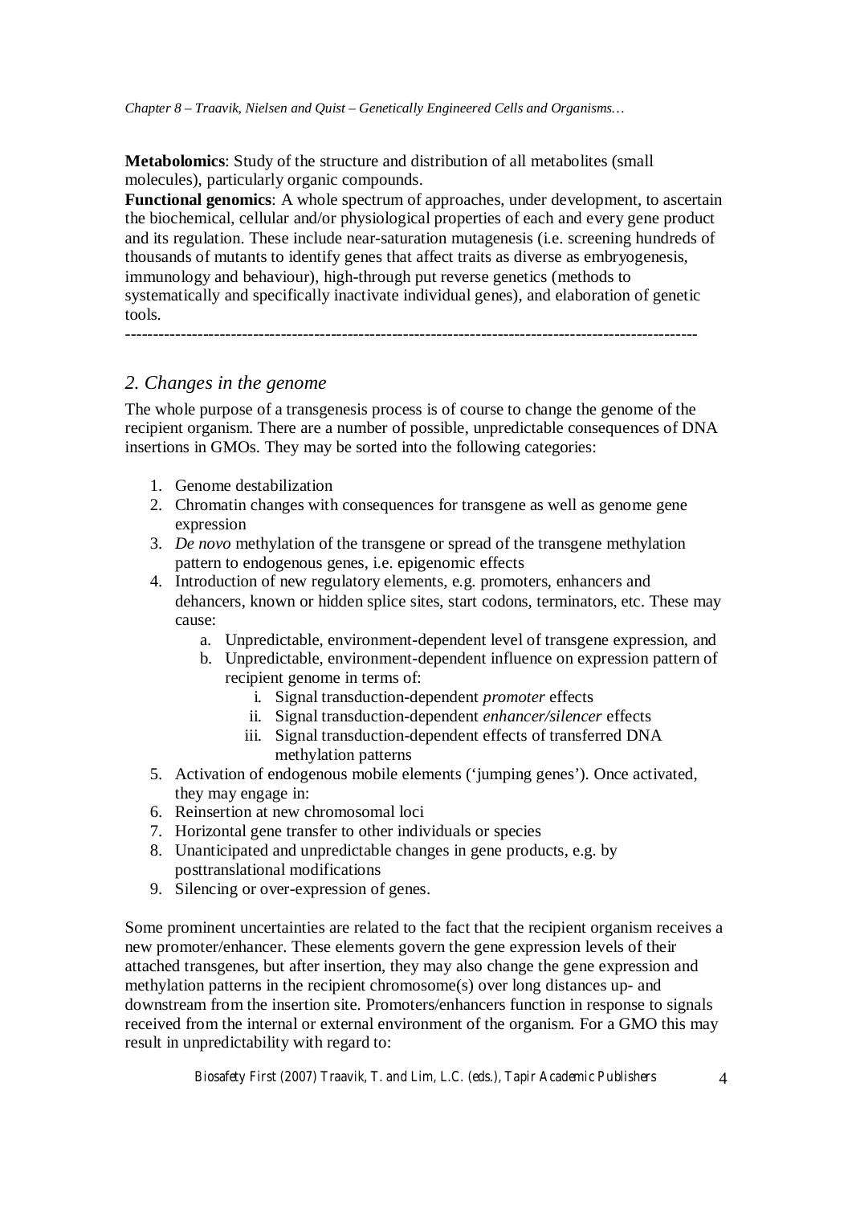**Metabolomics**: Study of the structure and distribution of all metabolites (small molecules), particularly organic compounds.

**Functional genomics**: A whole spectrum of approaches, under development, to ascertain the biochemical, cellular and/or physiological properties of each and every gene product and its regulation. These include near-saturation mutagenesis (i.e. screening hundreds of thousands of mutants to identify genes that affect traits as diverse as embryogenesis, immunology and behaviour), high-through put reverse genetics (methods to systematically and specifically inactivate individual genes), and elaboration of genetic tools.

---

## *2. Changes in the genome*

The whole purpose of a transgenesis process is of course to change the genome of the recipient organism. There are a number of possible, unpredictable consequences of DNA insertions in GMOs. They may be sorted into the following categories:

1. Genome destabilization
2. Chromatin changes with consequences for transgene as well as genome gene expression
3. *De novo* methylation of the transgene or spread of the transgene methylation pattern to endogenous genes, i.e. epigenomic effects
4. Introduction of new regulatory elements, e.g. promoters, enhancers and dehancers, known or hidden splice sites, start codons, terminators, etc. These may cause:
    a. Unpredictable, environment-dependent level of transgene expression, and
    b. Unpredictable, environment-dependent influence on expression pattern of recipient genome in terms of:
        i. Signal transduction-dependent *promoter* effects
        ii. Signal transduction-dependent *enhancer/silencer* effects
        iii. Signal transduction-dependent effects of transferred DNA methylation patterns
5. Activation of endogenous mobile elements ('jumping genes'). Once activated, they may engage in:
6. Reinsertion at new chromosomal loci
7. Horizontal gene transfer to other individuals or species
8. Unanticipated and unpredictable changes in gene products, e.g. by posttranslational modifications
9. Silencing or over-expression of genes.

Some prominent uncertainties are related to the fact that the recipient organism receives a new promoter/enhancer. These elements govern the gene expression levels of their attached transgenes, but after insertion, they may also change the gene expression and methylation patterns in the recipient chromosome(s) over long distances up- and downstream from the insertion site. Promoters/enhancers function in response to signals received from the internal or external environment of the organism. For a GMO this may result in unpredictability with regard to: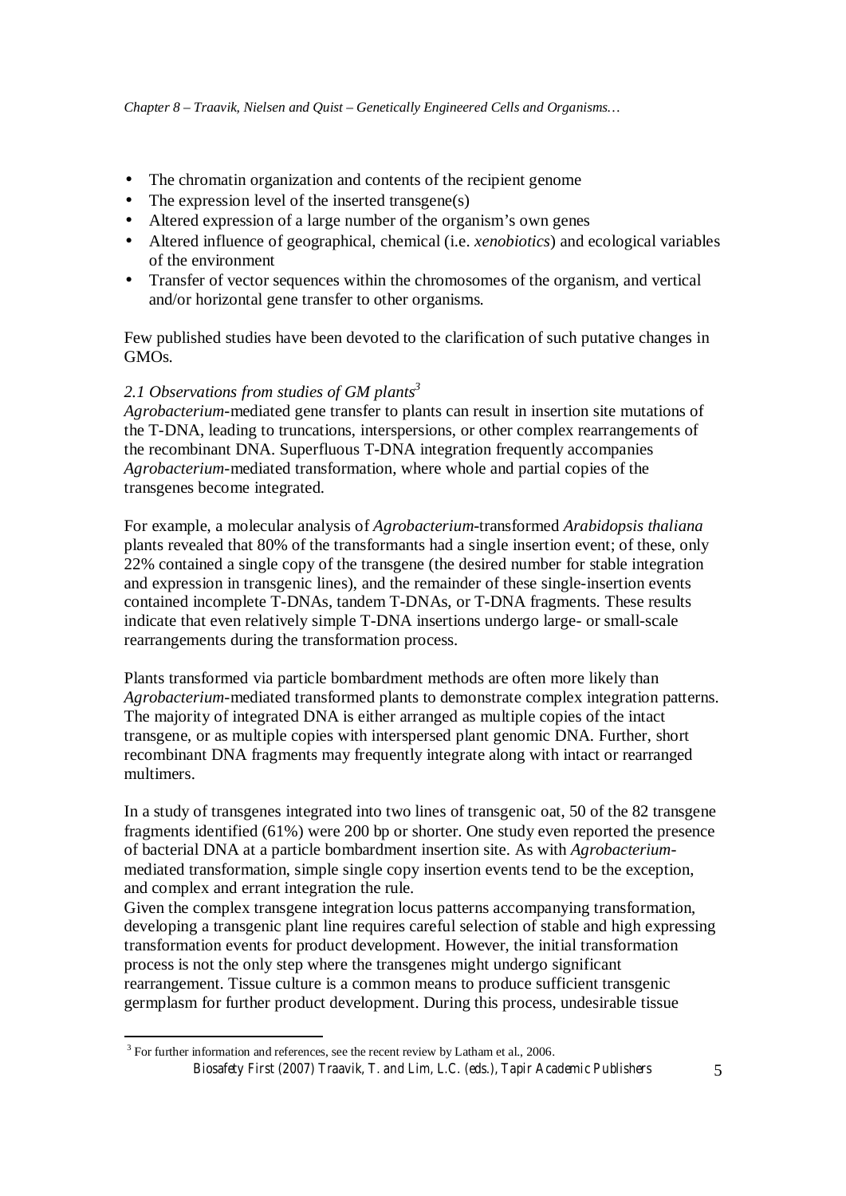- The chromatin organization and contents of the recipient genome
- The expression level of the inserted transgene(s)
- Altered expression of a large number of the organism's own genes
- Altered influence of geographical, chemical (i.e. *xenobiotics*) and ecological variables of the environment
- Transfer of vector sequences within the chromosomes of the organism, and vertical and/or horizontal gene transfer to other organisms.

Few published studies have been devoted to the clarification of such putative changes in GMOs.

### *2.1 Observations from studies of GM plants*[3]

*Agrobacterium*-mediated gene transfer to plants can result in insertion site mutations of the T-DNA, leading to truncations, interspersions, or other complex rearrangements of the recombinant DNA. Superfluous T-DNA integration frequently accompanies *Agrobacterium*-mediated transformation, where whole and partial copies of the transgenes become integrated.

For example, a molecular analysis of *Agrobacterium*-transformed *Arabidopsis thaliana* plants revealed that 80% of the transformants had a single insertion event; of these, only 22% contained a single copy of the transgene (the desired number for stable integration and expression in transgenic lines), and the remainder of these single-insertion events contained incomplete T-DNAs, tandem T-DNAs, or T-DNA fragments. These results indicate that even relatively simple T-DNA insertions undergo large- or small-scale rearrangements during the transformation process.

Plants transformed via particle bombardment methods are often more likely than *Agrobacterium*-mediated transformed plants to demonstrate complex integration patterns. The majority of integrated DNA is either arranged as multiple copies of the intact transgene, or as multiple copies with interspersed plant genomic DNA. Further, short recombinant DNA fragments may frequently integrate along with intact or rearranged multimers.

In a study of transgenes integrated into two lines of transgenic oat, 50 of the 82 transgene fragments identified (61%) were 200 bp or shorter. One study even reported the presence of bacterial DNA at a particle bombardment insertion site. As with *Agrobacterium*-mediated transformation, simple single copy insertion events tend to be the exception, and complex and errant integration the rule.
Given the complex transgene integration locus patterns accompanying transformation, developing a transgenic plant line requires careful selection of stable and high expressing transformation events for product development. However, the initial transformation process is not the only step where the transgenes might undergo significant rearrangement. Tissue culture is a common means to produce sufficient transgenic germplasm for further product development. During this process, undesirable tissue

[3] For further information and references, see the recent review by Latham et al., 2006.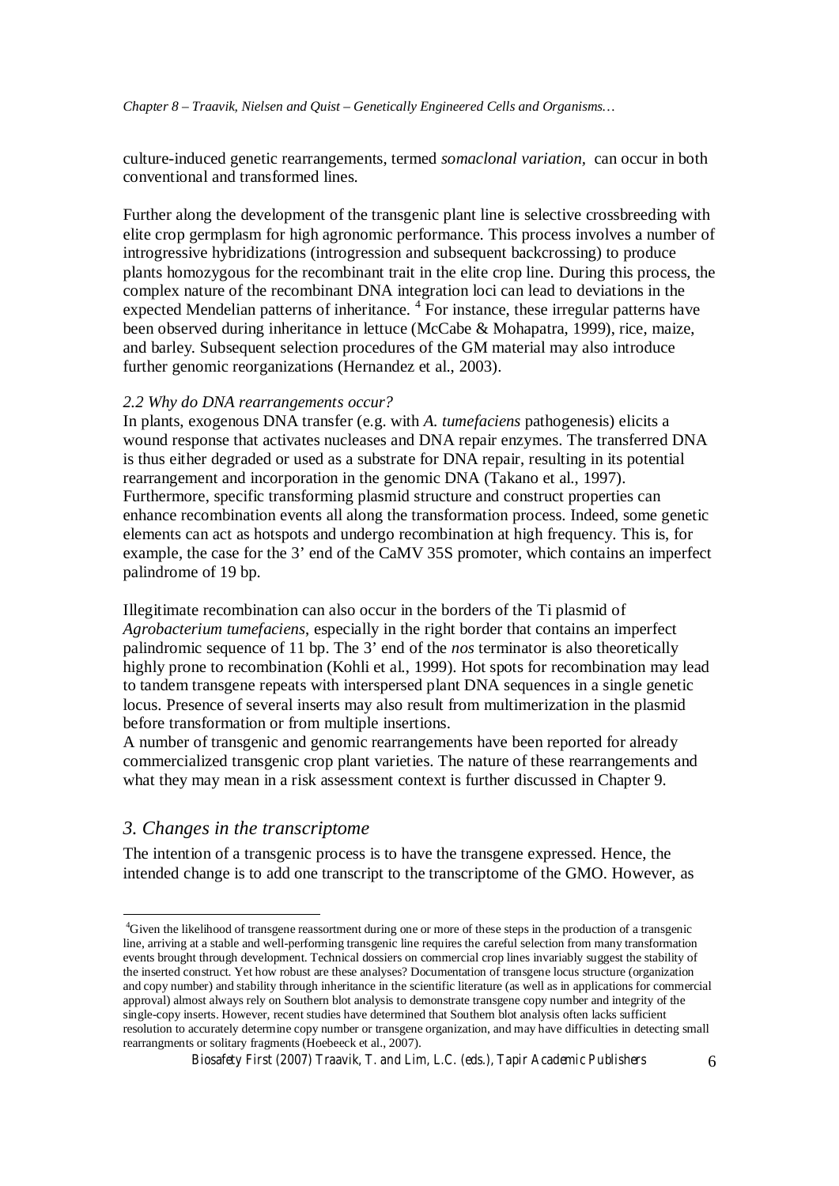culture-induced genetic rearrangements, termed *somaclonal variation*, can occur in both conventional and transformed lines.

Further along the development of the transgenic plant line is selective crossbreeding with elite crop germplasm for high agronomic performance. This process involves a number of introgressive hybridizations (introgression and subsequent backcrossing) to produce plants homozygous for the recombinant trait in the elite crop line. During this process, the complex nature of the recombinant DNA integration loci can lead to deviations in the expected Mendelian patterns of inheritance. [4] For instance, these irregular patterns have been observed during inheritance in lettuce (McCabe & Mohapatra, 1999), rice, maize, and barley. Subsequent selection procedures of the GM material may also introduce further genomic reorganizations (Hernandez et al., 2003).

### *2.2 Why do DNA rearrangements occur?*

In plants, exogenous DNA transfer (e.g. with *A. tumefaciens* pathogenesis) elicits a wound response that activates nucleases and DNA repair enzymes. The transferred DNA is thus either degraded or used as a substrate for DNA repair, resulting in its potential rearrangement and incorporation in the genomic DNA (Takano et al., 1997). Furthermore, specific transforming plasmid structure and construct properties can enhance recombination events all along the transformation process. Indeed, some genetic elements can act as hotspots and undergo recombination at high frequency. This is, for example, the case for the 3' end of the CaMV 35S promoter, which contains an imperfect palindrome of 19 bp.

Illegitimate recombination can also occur in the borders of the Ti plasmid of *Agrobacterium tumefaciens*, especially in the right border that contains an imperfect palindromic sequence of 11 bp. The 3' end of the *nos* terminator is also theoretically highly prone to recombination (Kohli et al., 1999). Hot spots for recombination may lead to tandem transgene repeats with interspersed plant DNA sequences in a single genetic locus. Presence of several inserts may also result from multimerization in the plasmid before transformation or from multiple insertions.
A number of transgenic and genomic rearrangements have been reported for already commercialized transgenic crop plant varieties. The nature of these rearrangements and what they may mean in a risk assessment context is further discussed in Chapter 9.

## *3. Changes in the transcriptome*

The intention of a transgenic process is to have the transgene expressed. Hence, the intended change is to add one transcript to the transcriptome of the GMO. However, as

[4] Given the likelihood of transgene reassortment during one or more of these steps in the production of a transgenic line, arriving at a stable and well-performing transgenic line requires the careful selection from many transformation events brought through development. Technical dossiers on commercial crop lines invariably suggest the stability of the inserted construct. Yet how robust are these analyses? Documentation of transgene locus structure (organization and copy number) and stability through inheritance in the scientific literature (as well as in applications for commercial approval) almost always rely on Southern blot analysis to demonstrate transgene copy number and integrity of the single-copy inserts. However, recent studies have determined that Southern blot analysis often lacks sufficient resolution to accurately determine copy number or transgene organization, and may have difficulties in detecting small rearrangments or solitary fragments (Hoebeeck et al., 2007).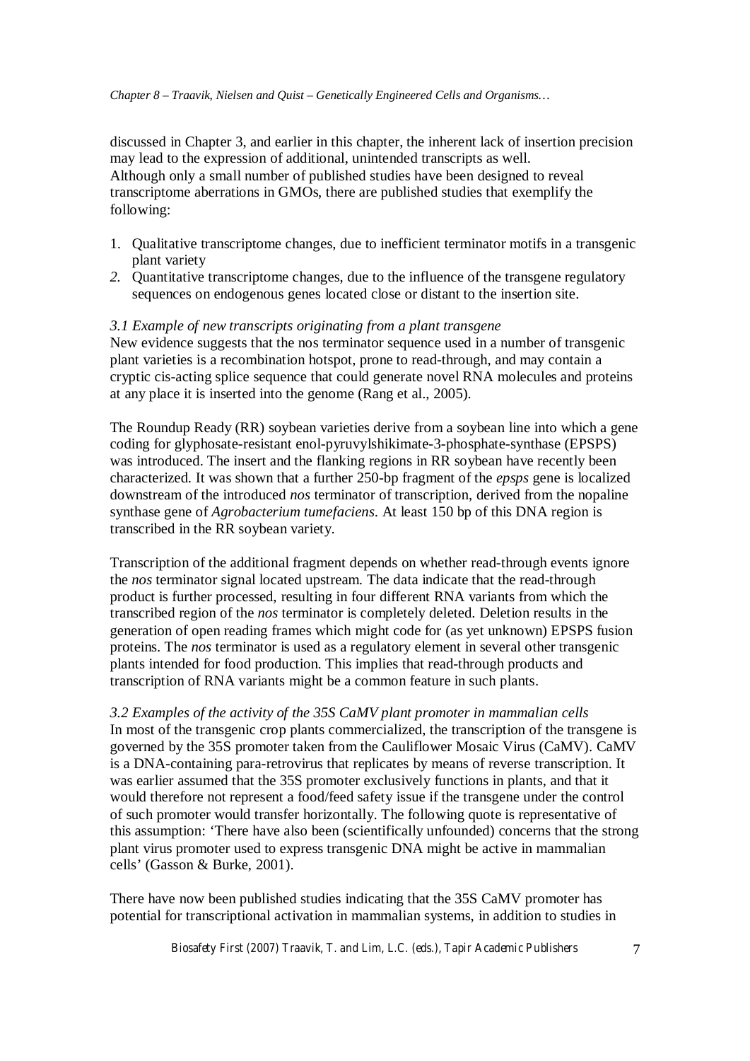discussed in Chapter 3, and earlier in this chapter, the inherent lack of insertion precision may lead to the expression of additional, unintended transcripts as well.
Although only a small number of published studies have been designed to reveal transcriptome aberrations in GMOs, there are published studies that exemplify the following:

1. Qualitative transcriptome changes, due to inefficient terminator motifs in a transgenic plant variety
2. Quantitative transcriptome changes, due to the influence of the transgene regulatory sequences on endogenous genes located close or distant to the insertion site.

*3.1 Example of new transcripts originating from a plant transgene*

New evidence suggests that the nos terminator sequence used in a number of transgenic plant varieties is a recombination hotspot, prone to read-through, and may contain a cryptic cis-acting splice sequence that could generate novel RNA molecules and proteins at any place it is inserted into the genome (Rang et al., 2005).

The Roundup Ready (RR) soybean varieties derive from a soybean line into which a gene coding for glyphosate-resistant enol-pyruvylshikimate-3-phosphate-synthase (EPSPS) was introduced. The insert and the flanking regions in RR soybean have recently been characterized. It was shown that a further 250-bp fragment of the *epsps* gene is localized downstream of the introduced *nos* terminator of transcription, derived from the nopaline synthase gene of *Agrobacterium tumefaciens.* At least 150 bp of this DNA region is transcribed in the RR soybean variety.

Transcription of the additional fragment depends on whether read-through events ignore the *nos* terminator signal located upstream. The data indicate that the read-through product is further processed, resulting in four different RNA variants from which the transcribed region of the *nos* terminator is completely deleted. Deletion results in the generation of open reading frames which might code for (as yet unknown) EPSPS fusion proteins. The *nos* terminator is used as a regulatory element in several other transgenic plants intended for food production. This implies that read-through products and transcription of RNA variants might be a common feature in such plants.

*3.2 Examples of the activity of the 35S CaMV plant promoter in mammalian cells*

In most of the transgenic crop plants commercialized, the transcription of the transgene is governed by the 35S promoter taken from the Cauliflower Mosaic Virus (CaMV). CaMV is a DNA-containing para-retrovirus that replicates by means of reverse transcription. It was earlier assumed that the 35S promoter exclusively functions in plants, and that it would therefore not represent a food/feed safety issue if the transgene under the control of such promoter would transfer horizontally. The following quote is representative of this assumption: 'There have also been (scientifically unfounded) concerns that the strong plant virus promoter used to express transgenic DNA might be active in mammalian cells' (Gasson & Burke, 2001).

There have now been published studies indicating that the 35S CaMV promoter has potential for transcriptional activation in mammalian systems, in addition to studies in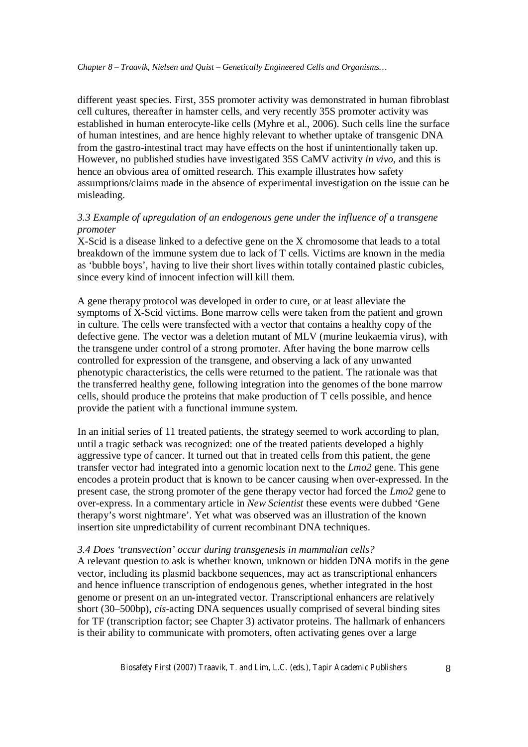different yeast species. First, 35S promoter activity was demonstrated in human fibroblast cell cultures, thereafter in hamster cells, and very recently 35S promoter activity was established in human enterocyte-like cells (Myhre et al., 2006). Such cells line the surface of human intestines, and are hence highly relevant to whether uptake of transgenic DNA from the gastro-intestinal tract may have effects on the host if unintentionally taken up. However, no published studies have investigated 35S CaMV activity *in vivo*, and this is hence an obvious area of omitted research. This example illustrates how safety assumptions/claims made in the absence of experimental investigation on the issue can be misleading.

### *3.3 Example of upregulation of an endogenous gene under the influence of a transgene promoter*

X-Scid is a disease linked to a defective gene on the X chromosome that leads to a total breakdown of the immune system due to lack of T cells. Victims are known in the media as 'bubble boys', having to live their short lives within totally contained plastic cubicles, since every kind of innocent infection will kill them.

A gene therapy protocol was developed in order to cure, or at least alleviate the symptoms of X-Scid victims. Bone marrow cells were taken from the patient and grown in culture. The cells were transfected with a vector that contains a healthy copy of the defective gene. The vector was a deletion mutant of MLV (murine leukaemia virus), with the transgene under control of a strong promoter. After having the bone marrow cells controlled for expression of the transgene, and observing a lack of any unwanted phenotypic characteristics, the cells were returned to the patient. The rationale was that the transferred healthy gene, following integration into the genomes of the bone marrow cells, should produce the proteins that make production of T cells possible, and hence provide the patient with a functional immune system.

In an initial series of 11 treated patients, the strategy seemed to work according to plan, until a tragic setback was recognized: one of the treated patients developed a highly aggressive type of cancer. It turned out that in treated cells from this patient, the gene transfer vector had integrated into a genomic location next to the *Lmo2* gene. This gene encodes a protein product that is known to be cancer causing when over-expressed. In the present case, the strong promoter of the gene therapy vector had forced the *Lmo2* gene to over-express. In a commentary article in *New Scientist* these events were dubbed 'Gene therapy's worst nightmare'. Yet what was observed was an illustration of the known insertion site unpredictability of current recombinant DNA techniques.

### *3.4 Does 'transvection' occur during transgenesis in mammalian cells?*

A relevant question to ask is whether known, unknown or hidden DNA motifs in the gene vector, including its plasmid backbone sequences, may act as transcriptional enhancers and hence influence transcription of endogenous genes, whether integrated in the host genome or present on an un-integrated vector. Transcriptional enhancers are relatively short (30–500bp), *cis*-acting DNA sequences usually comprised of several binding sites for TF (transcription factor; see Chapter 3) activator proteins. The hallmark of enhancers is their ability to communicate with promoters, often activating genes over a large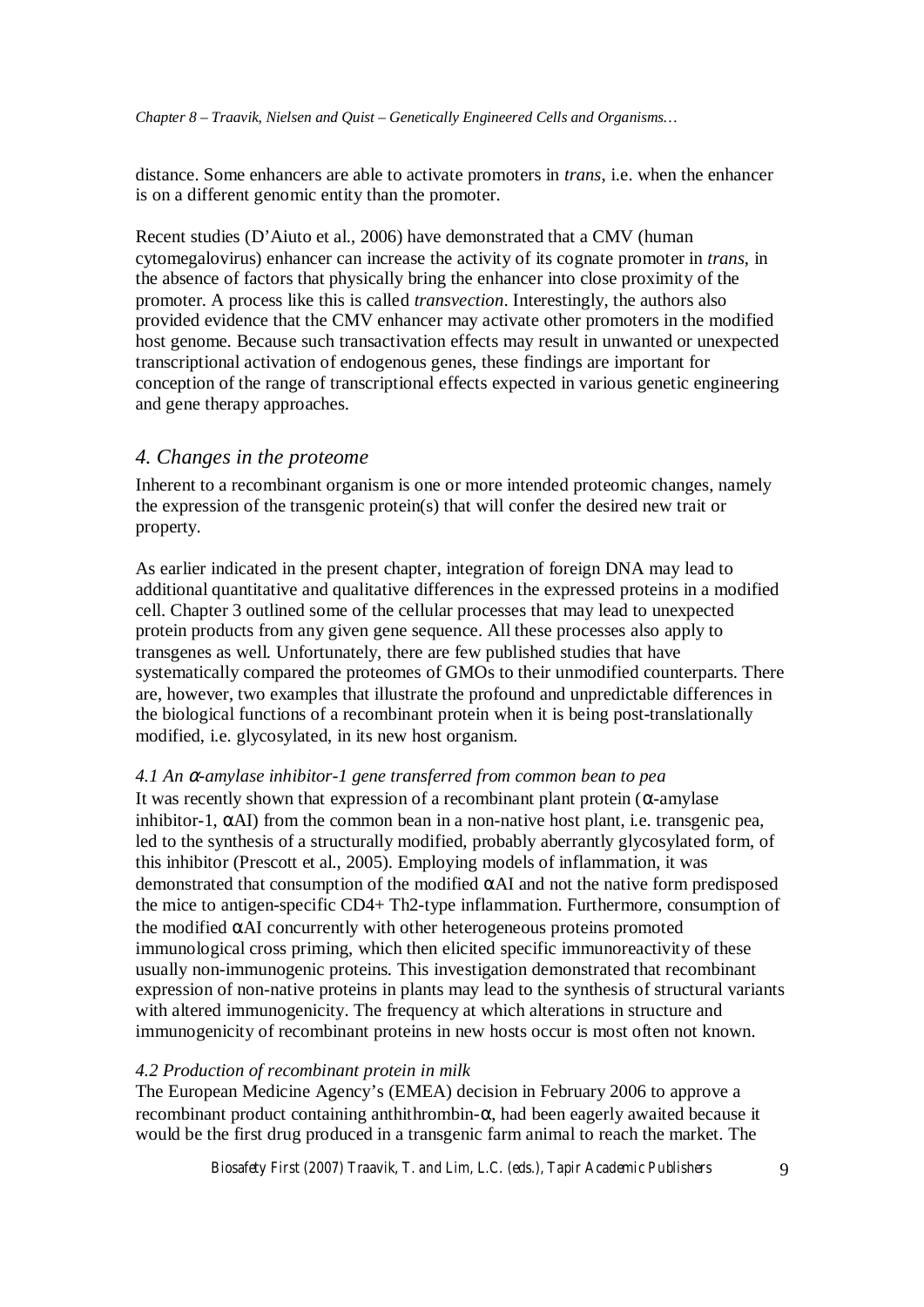distance. Some enhancers are able to activate promoters in *trans*, i.e. when the enhancer is on a different genomic entity than the promoter.

Recent studies (D'Aiuto et al., 2006) have demonstrated that a CMV (human cytomegalovirus) enhancer can increase the activity of its cognate promoter in *trans*, in the absence of factors that physically bring the enhancer into close proximity of the promoter. A process like this is called *transvection*. Interestingly, the authors also provided evidence that the CMV enhancer may activate other promoters in the modified host genome. Because such transactivation effects may result in unwanted or unexpected transcriptional activation of endogenous genes, these findings are important for conception of the range of transcriptional effects expected in various genetic engineering and gene therapy approaches.

## *4. Changes in the proteome*

Inherent to a recombinant organism is one or more intended proteomic changes, namely the expression of the transgenic protein(s) that will confer the desired new trait or property.

As earlier indicated in the present chapter, integration of foreign DNA may lead to additional quantitative and qualitative differences in the expressed proteins in a modified cell. Chapter 3 outlined some of the cellular processes that may lead to unexpected protein products from any given gene sequence. All these processes also apply to transgenes as well. Unfortunately, there are few published studies that have systematically compared the proteomes of GMOs to their unmodified counterparts. There are, however, two examples that illustrate the profound and unpredictable differences in the biological functions of a recombinant protein when it is being post-translationally modified, i.e. glycosylated, in its new host organism.

### *4.1 An α-amylase inhibitor-1 gene transferred from common bean to pea*

It was recently shown that expression of a recombinant plant protein (α-amylase inhibitor-1, αAI) from the common bean in a non-native host plant, i.e. transgenic pea, led to the synthesis of a structurally modified, probably aberrantly glycosylated form, of this inhibitor (Prescott et al., 2005). Employing models of inflammation, it was demonstrated that consumption of the modified αAI and not the native form predisposed the mice to antigen-specific CD4+ Th2-type inflammation. Furthermore, consumption of the modified αAI concurrently with other heterogeneous proteins promoted immunological cross priming, which then elicited specific immunoreactivity of these usually non-immunogenic proteins. This investigation demonstrated that recombinant expression of non-native proteins in plants may lead to the synthesis of structural variants with altered immunogenicity. The frequency at which alterations in structure and immunogenicity of recombinant proteins in new hosts occur is most often not known.

### *4.2 Production of recombinant protein in milk*

The European Medicine Agency's (EMEA) decision in February 2006 to approve a recombinant product containing anthithrombin-α, had been eagerly awaited because it would be the first drug produced in a transgenic farm animal to reach the market. The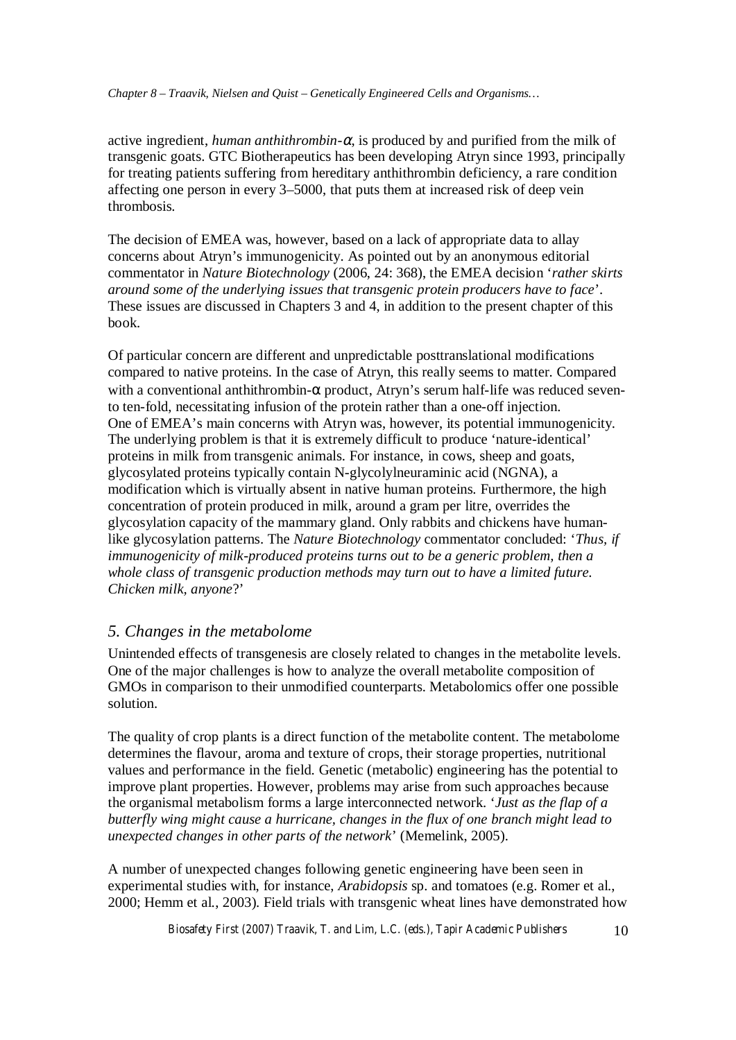active ingredient, *human anthithrombin-α*, is produced by and purified from the milk of transgenic goats. GTC Biotherapeutics has been developing Atryn since 1993, principally for treating patients suffering from hereditary anthithrombin deficiency, a rare condition affecting one person in every 3–5000, that puts them at increased risk of deep vein thrombosis.

The decision of EMEA was, however, based on a lack of appropriate data to allay concerns about Atryn's immunogenicity. As pointed out by an anonymous editorial commentator in *Nature Biotechnology* (2006, 24: 368), the EMEA decision '*rather skirts around some of the underlying issues that transgenic protein producers have to face*'. These issues are discussed in Chapters 3 and 4, in addition to the present chapter of this book.

Of particular concern are different and unpredictable posttranslational modifications compared to native proteins. In the case of Atryn, this really seems to matter. Compared with a conventional anthithrombin-α product, Atryn's serum half-life was reduced seven- to ten-fold, necessitating infusion of the protein rather than a one-off injection. One of EMEA's main concerns with Atryn was, however, its potential immunogenicity. The underlying problem is that it is extremely difficult to produce 'nature-identical' proteins in milk from transgenic animals. For instance, in cows, sheep and goats, glycosylated proteins typically contain N-glycolylneuraminic acid (NGNA), a modification which is virtually absent in native human proteins. Furthermore, the high concentration of protein produced in milk, around a gram per litre, overrides the glycosylation capacity of the mammary gland. Only rabbits and chickens have human-like glycosylation patterns. The *Nature Biotechnology* commentator concluded: '*Thus, if immunogenicity of milk-produced proteins turns out to be a generic problem, then a whole class of transgenic production methods may turn out to have a limited future. Chicken milk, anyone*?'

### *5. Changes in the metabolome*

Unintended effects of transgenesis are closely related to changes in the metabolite levels. One of the major challenges is how to analyze the overall metabolite composition of GMOs in comparison to their unmodified counterparts. Metabolomics offer one possible solution.

The quality of crop plants is a direct function of the metabolite content. The metabolome determines the flavour, aroma and texture of crops, their storage properties, nutritional values and performance in the field. Genetic (metabolic) engineering has the potential to improve plant properties. However, problems may arise from such approaches because the organismal metabolism forms a large interconnected network. '*Just as the flap of a butterfly wing might cause a hurricane, changes in the flux of one branch might lead to unexpected changes in other parts of the network*' (Memelink, 2005).

A number of unexpected changes following genetic engineering have been seen in experimental studies with, for instance, *Arabidopsis* sp. and tomatoes (e.g. Romer et al., 2000; Hemm et al., 2003). Field trials with transgenic wheat lines have demonstrated how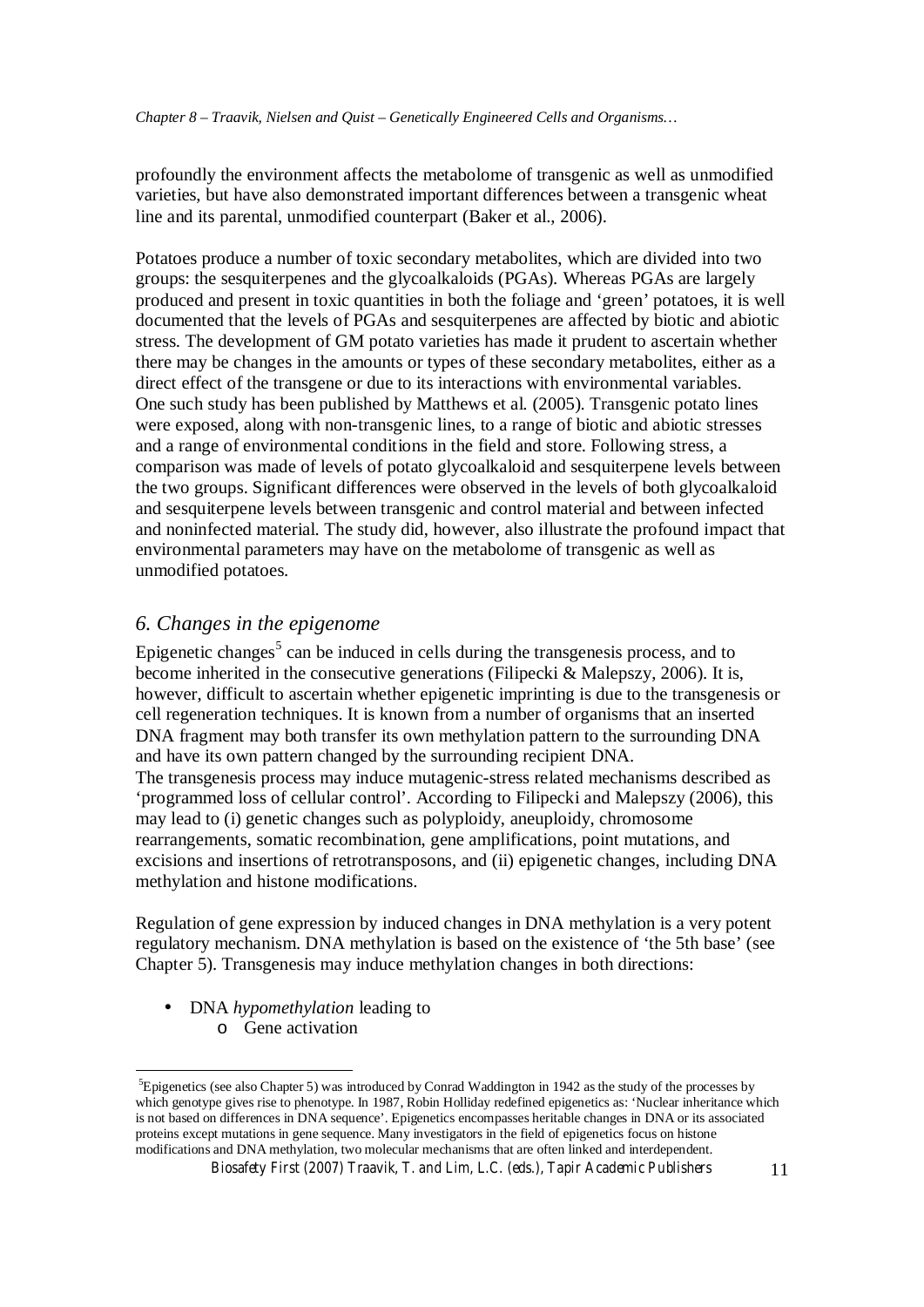profoundly the environment affects the metabolome of transgenic as well as unmodified varieties, but have also demonstrated important differences between a transgenic wheat line and its parental, unmodified counterpart (Baker et al., 2006).

Potatoes produce a number of toxic secondary metabolites, which are divided into two groups: the sesquiterpenes and the glycoalkaloids (PGAs). Whereas PGAs are largely produced and present in toxic quantities in both the foliage and 'green' potatoes, it is well documented that the levels of PGAs and sesquiterpenes are affected by biotic and abiotic stress. The development of GM potato varieties has made it prudent to ascertain whether there may be changes in the amounts or types of these secondary metabolites, either as a direct effect of the transgene or due to its interactions with environmental variables. One such study has been published by Matthews et al. (2005). Transgenic potato lines were exposed, along with non-transgenic lines, to a range of biotic and abiotic stresses and a range of environmental conditions in the field and store. Following stress, a comparison was made of levels of potato glycoalkaloid and sesquiterpene levels between the two groups. Significant differences were observed in the levels of both glycoalkaloid and sesquiterpene levels between transgenic and control material and between infected and noninfected material. The study did, however, also illustrate the profound impact that environmental parameters may have on the metabolome of transgenic as well as unmodified potatoes.

## *6. Changes in the epigenome*

Epigenetic changes[5] can be induced in cells during the transgenesis process, and to become inherited in the consecutive generations (Filipecki & Malepszy, 2006). It is, however, difficult to ascertain whether epigenetic imprinting is due to the transgenesis or cell regeneration techniques. It is known from a number of organisms that an inserted DNA fragment may both transfer its own methylation pattern to the surrounding DNA and have its own pattern changed by the surrounding recipient DNA.
The transgenesis process may induce mutagenic-stress related mechanisms described as 'programmed loss of cellular control'. According to Filipecki and Malepszy (2006), this may lead to (i) genetic changes such as polyploidy, aneuploidy, chromosome rearrangements, somatic recombination, gene amplifications, point mutations, and excisions and insertions of retrotransposons, and (ii) epigenetic changes, including DNA methylation and histone modifications.

Regulation of gene expression by induced changes in DNA methylation is a very potent regulatory mechanism. DNA methylation is based on the existence of 'the 5th base' (see Chapter 5). Transgenesis may induce methylation changes in both directions:

- DNA *hypomethylation* leading to
  - Gene activation

[5] Epigenetics (see also Chapter 5) was introduced by Conrad Waddington in 1942 as the study of the processes by which genotype gives rise to phenotype. In 1987, Robin Holliday redefined epigenetics as: 'Nuclear inheritance which is not based on differences in DNA sequence'. Epigenetics encompasses heritable changes in DNA or its associated proteins except mutations in gene sequence. Many investigators in the field of epigenetics focus on histone modifications and DNA methylation, two molecular mechanisms that are often linked and interdependent.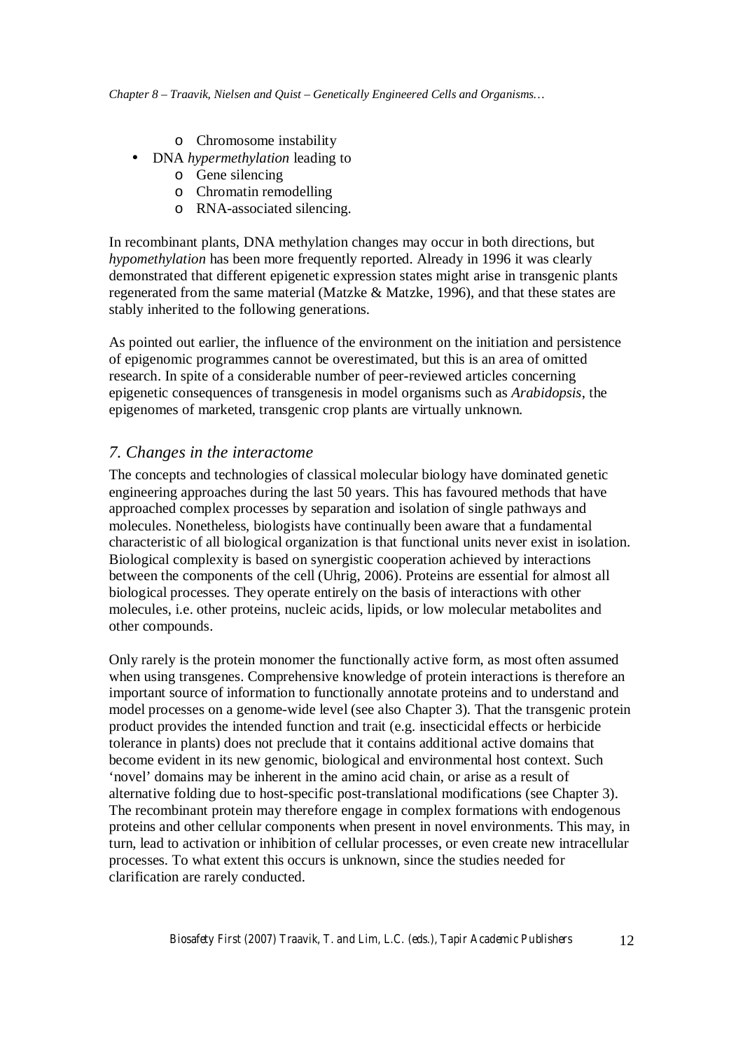- Chromosome instability
- DNA *hypermethylation* leading to
  - Gene silencing
  - Chromatin remodelling
  - RNA-associated silencing.

In recombinant plants, DNA methylation changes may occur in both directions, but *hypomethylation* has been more frequently reported. Already in 1996 it was clearly demonstrated that different epigenetic expression states might arise in transgenic plants regenerated from the same material (Matzke & Matzke, 1996), and that these states are stably inherited to the following generations.

As pointed out earlier, the influence of the environment on the initiation and persistence of epigenomic programmes cannot be overestimated, but this is an area of omitted research. In spite of a considerable number of peer-reviewed articles concerning epigenetic consequences of transgenesis in model organisms such as *Arabidopsis*, the epigenomes of marketed, transgenic crop plants are virtually unknown.

## *7. Changes in the interactome*

The concepts and technologies of classical molecular biology have dominated genetic engineering approaches during the last 50 years. This has favoured methods that have approached complex processes by separation and isolation of single pathways and molecules. Nonetheless, biologists have continually been aware that a fundamental characteristic of all biological organization is that functional units never exist in isolation. Biological complexity is based on synergistic cooperation achieved by interactions between the components of the cell (Uhrig, 2006). Proteins are essential for almost all biological processes. They operate entirely on the basis of interactions with other molecules, i.e. other proteins, nucleic acids, lipids, or low molecular metabolites and other compounds.

Only rarely is the protein monomer the functionally active form, as most often assumed when using transgenes. Comprehensive knowledge of protein interactions is therefore an important source of information to functionally annotate proteins and to understand and model processes on a genome-wide level (see also Chapter 3). That the transgenic protein product provides the intended function and trait (e.g. insecticidal effects or herbicide tolerance in plants) does not preclude that it contains additional active domains that become evident in its new genomic, biological and environmental host context. Such 'novel' domains may be inherent in the amino acid chain, or arise as a result of alternative folding due to host-specific post-translational modifications (see Chapter 3). The recombinant protein may therefore engage in complex formations with endogenous proteins and other cellular components when present in novel environments. This may, in turn, lead to activation or inhibition of cellular processes, or even create new intracellular processes. To what extent this occurs is unknown, since the studies needed for clarification are rarely conducted.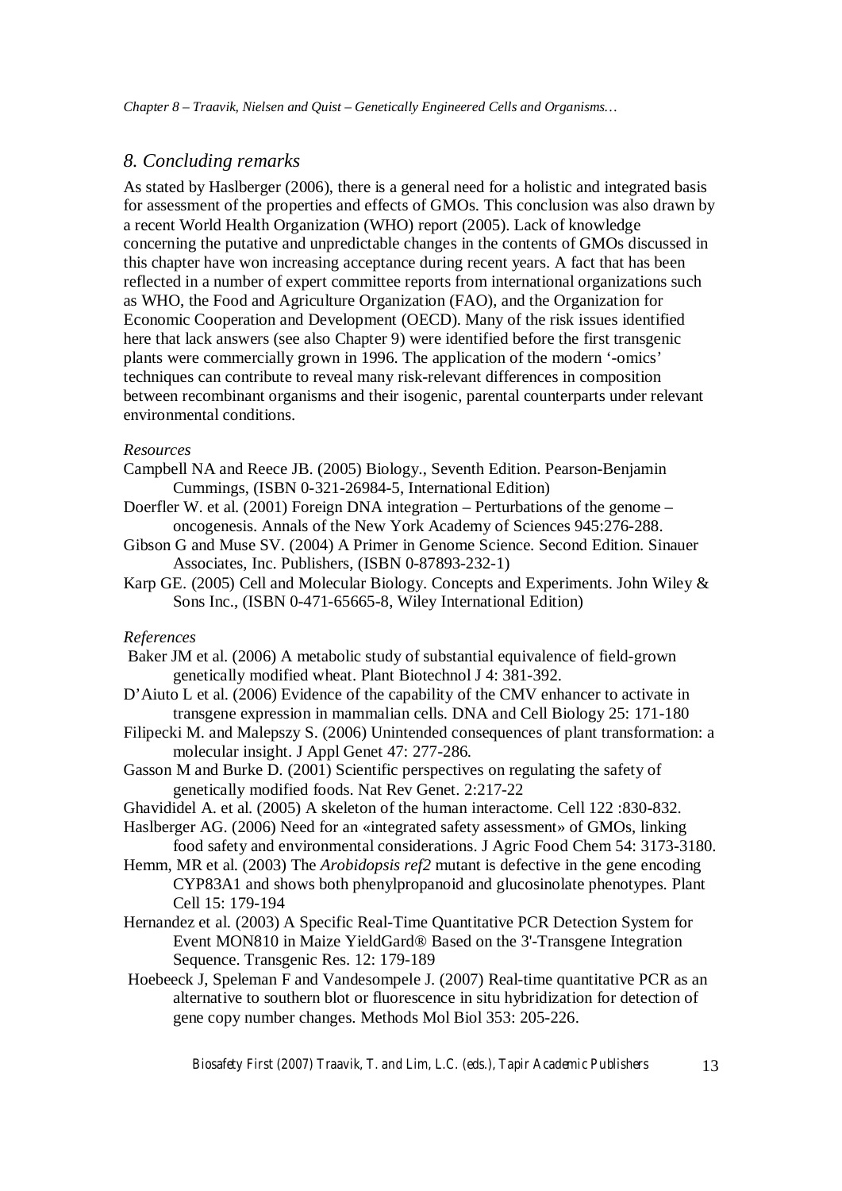## *8. Concluding remarks*

As stated by Haslberger (2006), there is a general need for a holistic and integrated basis for assessment of the properties and effects of GMOs. This conclusion was also drawn by a recent World Health Organization (WHO) report (2005). Lack of knowledge concerning the putative and unpredictable changes in the contents of GMOs discussed in this chapter have won increasing acceptance during recent years. A fact that has been reflected in a number of expert committee reports from international organizations such as WHO, the Food and Agriculture Organization (FAO), and the Organization for Economic Cooperation and Development (OECD). Many of the risk issues identified here that lack answers (see also Chapter 9) were identified before the first transgenic plants were commercially grown in 1996. The application of the modern '-omics' techniques can contribute to reveal many risk-relevant differences in composition between recombinant organisms and their isogenic, parental counterparts under relevant environmental conditions.

*Resources*

Campbell NA and Reece JB. (2005) Biology., Seventh Edition. Pearson-Benjamin Cummings, (ISBN 0-321-26984-5, International Edition)

Doerfler W. et al. (2001) Foreign DNA integration – Perturbations of the genome – oncogenesis. Annals of the New York Academy of Sciences 945:276-288.

Gibson G and Muse SV. (2004) A Primer in Genome Science. Second Edition. Sinauer Associates, Inc. Publishers, (ISBN 0-87893-232-1)

Karp GE. (2005) Cell and Molecular Biology. Concepts and Experiments. John Wiley & Sons Inc., (ISBN 0-471-65665-8, Wiley International Edition)

*References*

Baker JM et al. (2006) A metabolic study of substantial equivalence of field-grown genetically modified wheat. Plant Biotechnol J 4: 381-392.

D'Aiuto L et al. (2006) Evidence of the capability of the CMV enhancer to activate in transgene expression in mammalian cells. DNA and Cell Biology 25: 171-180

Filipecki M. and Malepszy S. (2006) Unintended consequences of plant transformation: a molecular insight. J Appl Genet 47: 277-286.

Gasson M and Burke D. (2001) Scientific perspectives on regulating the safety of genetically modified foods. Nat Rev Genet. 2:217-22

Ghavididel A. et al. (2005) A skeleton of the human interactome. Cell 122 :830-832.

Haslberger AG. (2006) Need for an «integrated safety assessment» of GMOs, linking food safety and environmental considerations. J Agric Food Chem 54: 3173-3180.

Hemm, MR et al. (2003) The *Arobidopsis ref2* mutant is defective in the gene encoding CYP83A1 and shows both phenylpropanoid and glucosinolate phenotypes. Plant Cell 15: 179-194

Hernandez et al. (2003) A Specific Real-Time Quantitative PCR Detection System for Event MON810 in Maize YieldGard® Based on the 3'-Transgene Integration Sequence. Transgenic Res. 12: 179-189

Hoebeeck J, Speleman F and Vandesompele J. (2007) Real-time quantitative PCR as an alternative to southern blot or fluorescence in situ hybridization for detection of gene copy number changes. Methods Mol Biol 353: 205-226.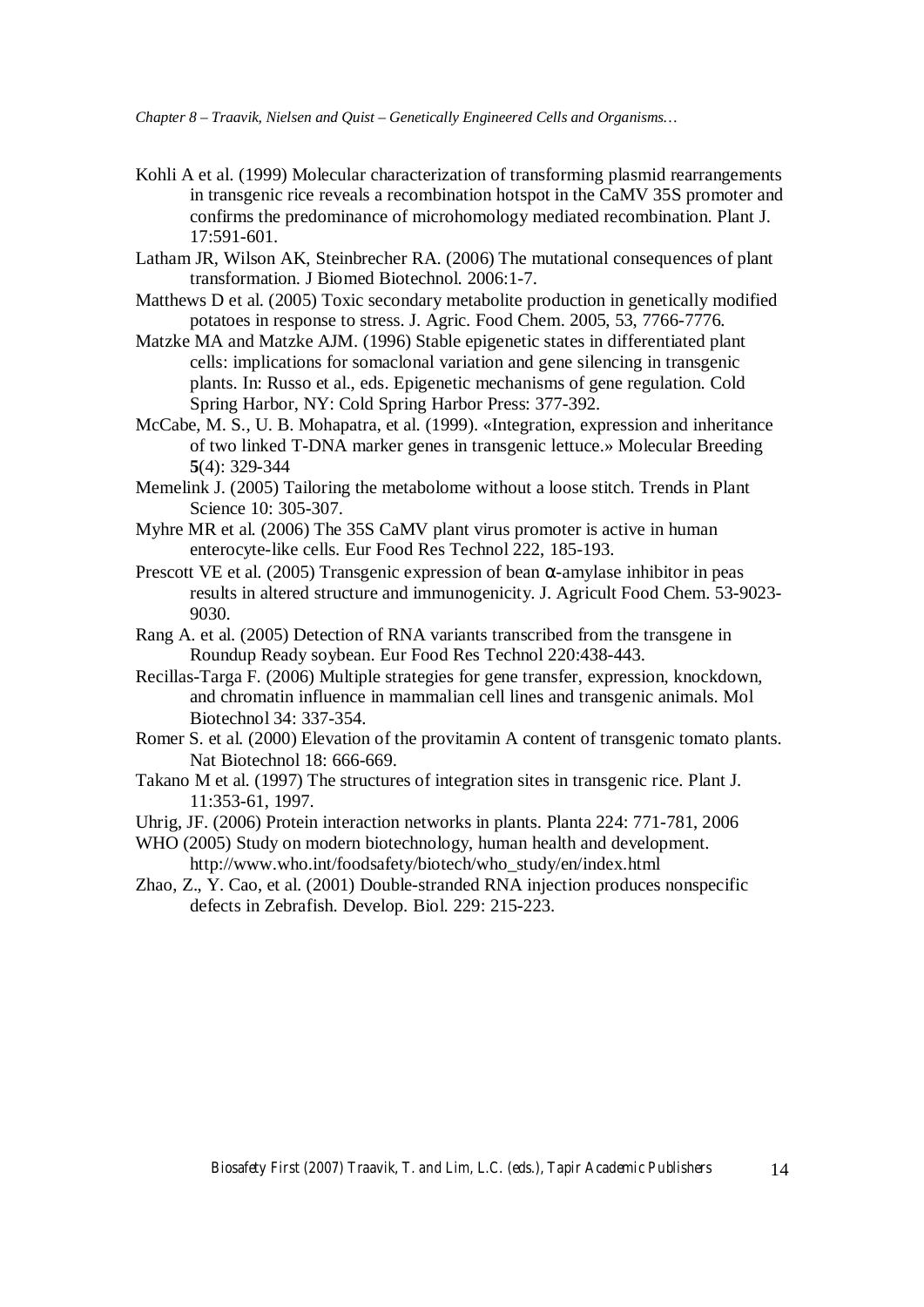Kohli A et al. (1999) Molecular characterization of transforming plasmid rearrangements in transgenic rice reveals a recombination hotspot in the CaMV 35S promoter and confirms the predominance of microhomology mediated recombination. Plant J. 17:591-601.

Latham JR, Wilson AK, Steinbrecher RA. (2006) The mutational consequences of plant transformation. J Biomed Biotechnol. 2006:1-7.

Matthews D et al. (2005) Toxic secondary metabolite production in genetically modified potatoes in response to stress. J. Agric. Food Chem. 2005, 53, 7766-7776.

Matzke MA and Matzke AJM. (1996) Stable epigenetic states in differentiated plant cells: implications for somaclonal variation and gene silencing in transgenic plants. In: Russo et al., eds. Epigenetic mechanisms of gene regulation. Cold Spring Harbor, NY: Cold Spring Harbor Press: 377-392.

McCabe, M. S., U. B. Mohapatra, et al. (1999). «Integration, expression and inheritance of two linked T-DNA marker genes in transgenic lettuce.» Molecular Breeding **5**(4): 329-344

Memelink J. (2005) Tailoring the metabolome without a loose stitch. Trends in Plant Science 10: 305-307.

Myhre MR et al. (2006) The 35S CaMV plant virus promoter is active in human enterocyte-like cells. Eur Food Res Technol 222, 185-193.

Prescott VE et al. (2005) Transgenic expression of bean α-amylase inhibitor in peas results in altered structure and immunogenicity. J. Agricult Food Chem. 53-9023-9030.

Rang A. et al. (2005) Detection of RNA variants transcribed from the transgene in Roundup Ready soybean. Eur Food Res Technol 220:438-443.

Recillas-Targa F. (2006) Multiple strategies for gene transfer, expression, knockdown, and chromatin influence in mammalian cell lines and transgenic animals. Mol Biotechnol 34: 337-354.

Romer S. et al. (2000) Elevation of the provitamin A content of transgenic tomato plants. Nat Biotechnol 18: 666-669.

Takano M et al. (1997) The structures of integration sites in transgenic rice. Plant J. 11:353-61, 1997.

Uhrig, JF. (2006) Protein interaction networks in plants. Planta 224: 771-781, 2006

WHO (2005) Study on modern biotechnology, human health and development. http://www.who.int/foodsafety/biotech/who_study/en/index.html

Zhao, Z., Y. Cao, et al. (2001) Double-stranded RNA injection produces nonspecific defects in Zebrafish. Develop. Biol. 229: 215-223.